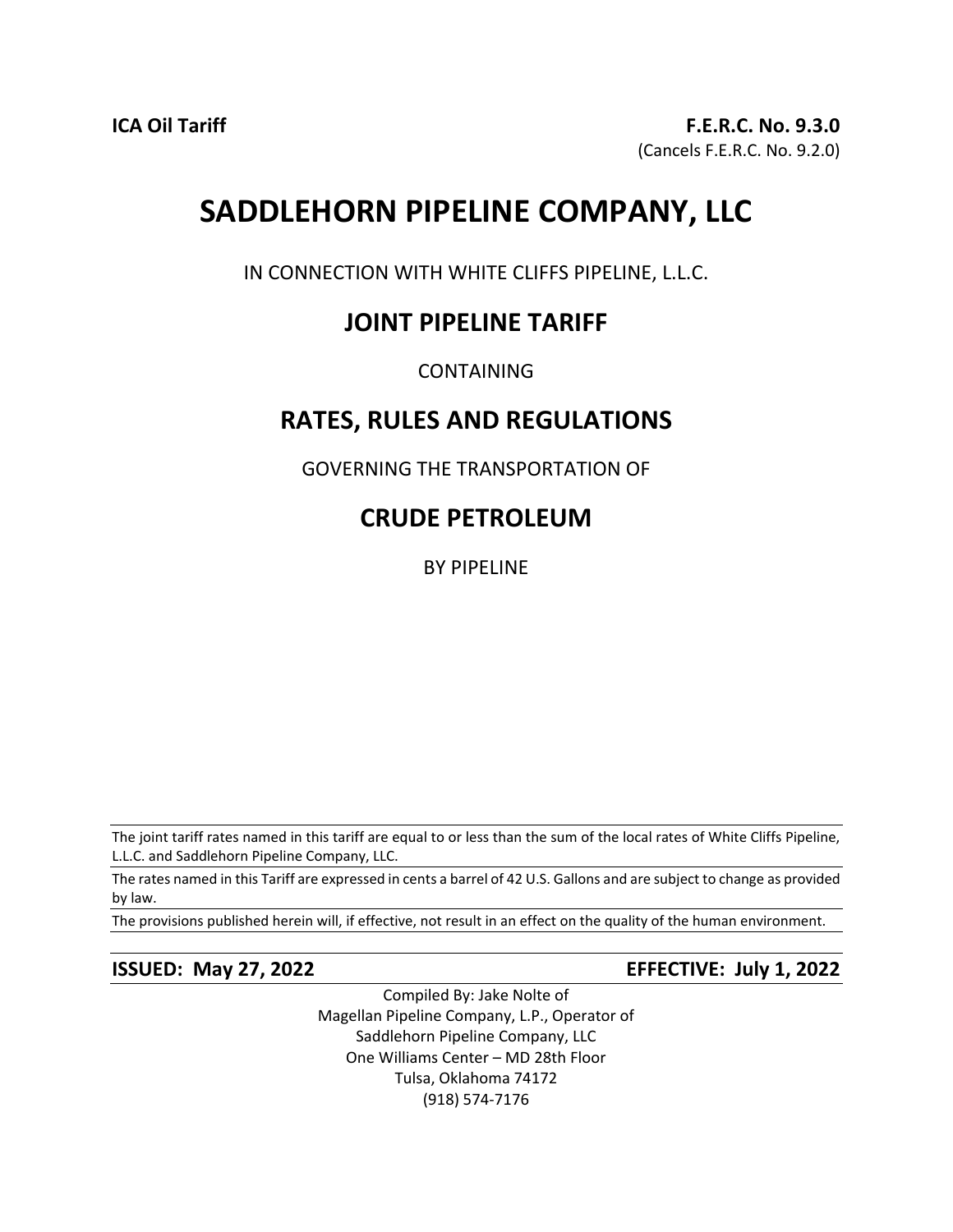**ICA Oil Tariff** **F.E.R.C. No. 9.3.0**

(Cancels F.E.R.C. No. 9.2.0)

# SADDLEHORN PIPELINE COMPANY, LLC

IN CONNECTION WITH WHITE CLIFFS PIPELINE, L.L.C.

## JOINT PIPELINE TARIFF

CONTAINING

## RATES, RULES AND REGULATIONS

GOVERNING THE TRANSPORTATION OF

## CRUDE PETROLEUM

BY PIPELINE

---

The joint tariff rates named in this tariff are equal to or less than the sum of the local rates of White Cliffs Pipeline, L.L.C. and Saddlehorn Pipeline Company, LLC.

The rates named in this Tariff are expressed in cents a barrel of 42 U.S. Gallons and are subject to change as provided by law.

The provisions published herein will, if effective, not result in an effect on the quality of the human environment.

---

**ISSUED: May 27, 2022** **EFFECTIVE: July 1, 2022**

Compiled By: Jake Nolte of
Magellan Pipeline Company, L.P., Operator of
Saddlehorn Pipeline Company, LLC
One Williams Center – MD 28th Floor
Tulsa, Oklahoma 74172
(918) 574-7176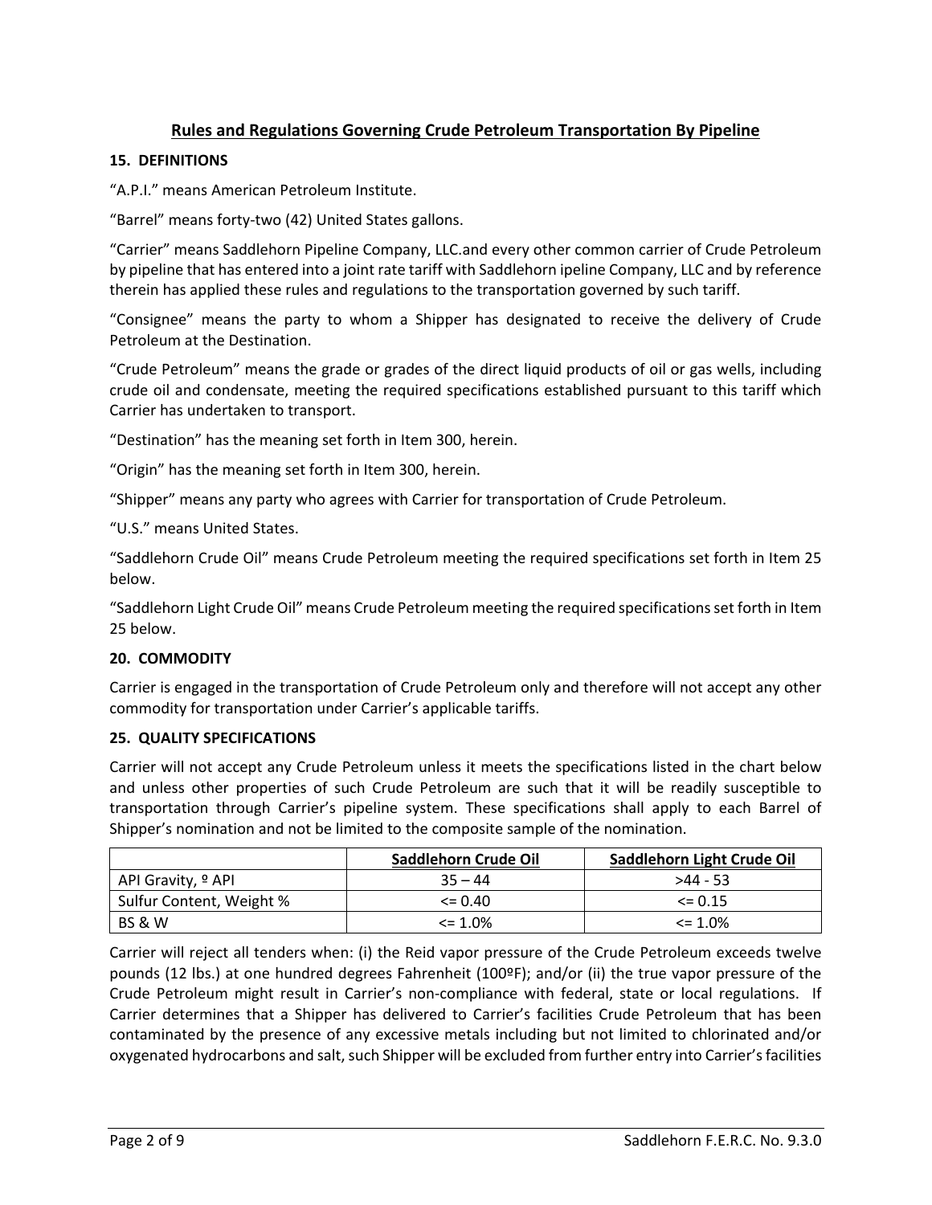## Rules and Regulations Governing Crude Petroleum Transportation By Pipeline

### 15. DEFINITIONS

"A.P.I." means American Petroleum Institute.

"Barrel" means forty-two (42) United States gallons.

"Carrier" means Saddlehorn Pipeline Company, LLC.and every other common carrier of Crude Petroleum by pipeline that has entered into a joint rate tariff with Saddlehorn ipeline Company, LLC and by reference therein has applied these rules and regulations to the transportation governed by such tariff.

"Consignee" means the party to whom a Shipper has designated to receive the delivery of Crude Petroleum at the Destination.

"Crude Petroleum" means the grade or grades of the direct liquid products of oil or gas wells, including crude oil and condensate, meeting the required specifications established pursuant to this tariff which Carrier has undertaken to transport.

"Destination" has the meaning set forth in Item 300, herein.

"Origin" has the meaning set forth in Item 300, herein.

"Shipper" means any party who agrees with Carrier for transportation of Crude Petroleum.

"U.S." means United States.

"Saddlehorn Crude Oil" means Crude Petroleum meeting the required specifications set forth in Item 25 below.

"Saddlehorn Light Crude Oil" means Crude Petroleum meeting the required specifications set forth in Item 25 below.

### 20. COMMODITY

Carrier is engaged in the transportation of Crude Petroleum only and therefore will not accept any other commodity for transportation under Carrier's applicable tariffs.

### 25. QUALITY SPECIFICATIONS

Carrier will not accept any Crude Petroleum unless it meets the specifications listed in the chart below and unless other properties of such Crude Petroleum are such that it will be readily susceptible to transportation through Carrier's pipeline system. These specifications shall apply to each Barrel of Shipper's nomination and not be limited to the composite sample of the nomination.

| | Saddlehorn Crude Oil | Saddlehorn Light Crude Oil |
|---|---|---|
| API Gravity, º API | 35 – 44 | >44 - 53 |
| Sulfur Content, Weight % | <= 0.40 | <= 0.15 |
| BS & W | <= 1.0% | <= 1.0% |

Carrier will reject all tenders when: (i) the Reid vapor pressure of the Crude Petroleum exceeds twelve pounds (12 lbs.) at one hundred degrees Fahrenheit (100ºF); and/or (ii) the true vapor pressure of the Crude Petroleum might result in Carrier's non-compliance with federal, state or local regulations. If Carrier determines that a Shipper has delivered to Carrier's facilities Crude Petroleum that has been contaminated by the presence of any excessive metals including but not limited to chlorinated and/or oxygenated hydrocarbons and salt, such Shipper will be excluded from further entry into Carrier's facilities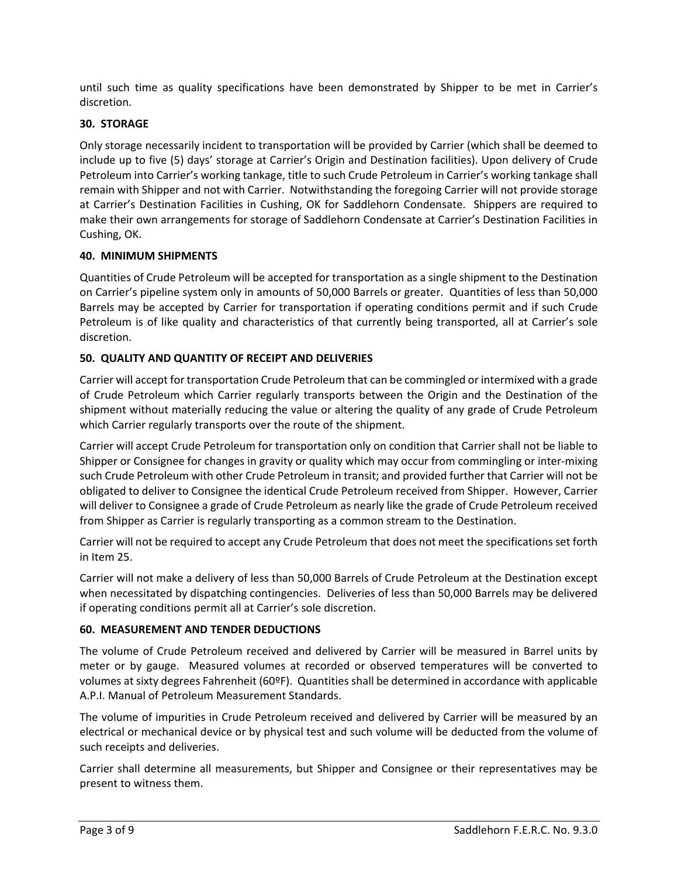until such time as quality specifications have been demonstrated by Shipper to be met in Carrier's discretion.

**30. STORAGE**

Only storage necessarily incident to transportation will be provided by Carrier (which shall be deemed to include up to five (5) days' storage at Carrier's Origin and Destination facilities). Upon delivery of Crude Petroleum into Carrier's working tankage, title to such Crude Petroleum in Carrier's working tankage shall remain with Shipper and not with Carrier. Notwithstanding the foregoing Carrier will not provide storage at Carrier's Destination Facilities in Cushing, OK for Saddlehorn Condensate. Shippers are required to make their own arrangements for storage of Saddlehorn Condensate at Carrier's Destination Facilities in Cushing, OK.

**40. MINIMUM SHIPMENTS**

Quantities of Crude Petroleum will be accepted for transportation as a single shipment to the Destination on Carrier's pipeline system only in amounts of 50,000 Barrels or greater. Quantities of less than 50,000 Barrels may be accepted by Carrier for transportation if operating conditions permit and if such Crude Petroleum is of like quality and characteristics of that currently being transported, all at Carrier's sole discretion.

**50. QUALITY AND QUANTITY OF RECEIPT AND DELIVERIES**

Carrier will accept for transportation Crude Petroleum that can be commingled or intermixed with a grade of Crude Petroleum which Carrier regularly transports between the Origin and the Destination of the shipment without materially reducing the value or altering the quality of any grade of Crude Petroleum which Carrier regularly transports over the route of the shipment.

Carrier will accept Crude Petroleum for transportation only on condition that Carrier shall not be liable to Shipper or Consignee for changes in gravity or quality which may occur from commingling or inter-mixing such Crude Petroleum with other Crude Petroleum in transit; and provided further that Carrier will not be obligated to deliver to Consignee the identical Crude Petroleum received from Shipper. However, Carrier will deliver to Consignee a grade of Crude Petroleum as nearly like the grade of Crude Petroleum received from Shipper as Carrier is regularly transporting as a common stream to the Destination.

Carrier will not be required to accept any Crude Petroleum that does not meet the specifications set forth in Item 25.

Carrier will not make a delivery of less than 50,000 Barrels of Crude Petroleum at the Destination except when necessitated by dispatching contingencies. Deliveries of less than 50,000 Barrels may be delivered if operating conditions permit all at Carrier's sole discretion.

**60. MEASUREMENT AND TENDER DEDUCTIONS**

The volume of Crude Petroleum received and delivered by Carrier will be measured in Barrel units by meter or by gauge. Measured volumes at recorded or observed temperatures will be converted to volumes at sixty degrees Fahrenheit (60ºF). Quantities shall be determined in accordance with applicable A.P.I. Manual of Petroleum Measurement Standards.

The volume of impurities in Crude Petroleum received and delivered by Carrier will be measured by an electrical or mechanical device or by physical test and such volume will be deducted from the volume of such receipts and deliveries.

Carrier shall determine all measurements, but Shipper and Consignee or their representatives may be present to witness them.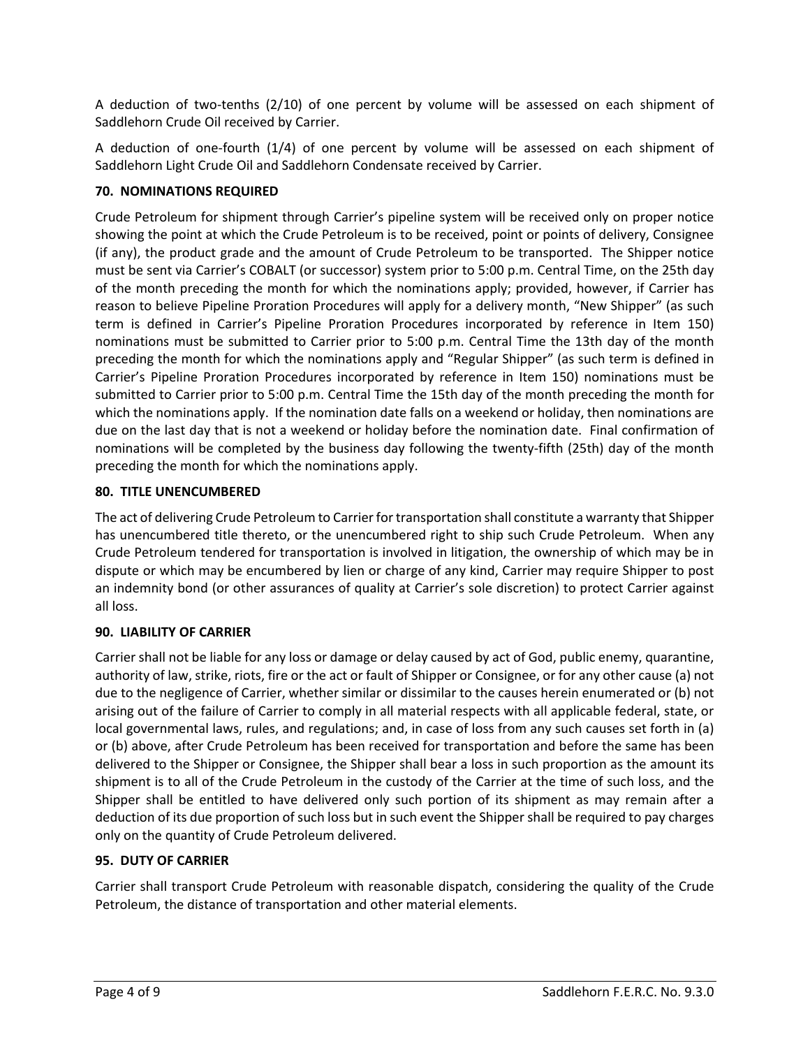A deduction of two-tenths (2/10) of one percent by volume will be assessed on each shipment of Saddlehorn Crude Oil received by Carrier.

A deduction of one-fourth (1/4) of one percent by volume will be assessed on each shipment of Saddlehorn Light Crude Oil and Saddlehorn Condensate received by Carrier.

**70. NOMINATIONS REQUIRED**

Crude Petroleum for shipment through Carrier's pipeline system will be received only on proper notice showing the point at which the Crude Petroleum is to be received, point or points of delivery, Consignee (if any), the product grade and the amount of Crude Petroleum to be transported. The Shipper notice must be sent via Carrier's COBALT (or successor) system prior to 5:00 p.m. Central Time, on the 25th day of the month preceding the month for which the nominations apply; provided, however, if Carrier has reason to believe Pipeline Proration Procedures will apply for a delivery month, "New Shipper" (as such term is defined in Carrier's Pipeline Proration Procedures incorporated by reference in Item 150) nominations must be submitted to Carrier prior to 5:00 p.m. Central Time the 13th day of the month preceding the month for which the nominations apply and "Regular Shipper" (as such term is defined in Carrier's Pipeline Proration Procedures incorporated by reference in Item 150) nominations must be submitted to Carrier prior to 5:00 p.m. Central Time the 15th day of the month preceding the month for which the nominations apply. If the nomination date falls on a weekend or holiday, then nominations are due on the last day that is not a weekend or holiday before the nomination date. Final confirmation of nominations will be completed by the business day following the twenty-fifth (25th) day of the month preceding the month for which the nominations apply.

**80. TITLE UNENCUMBERED**

The act of delivering Crude Petroleum to Carrier for transportation shall constitute a warranty that Shipper has unencumbered title thereto, or the unencumbered right to ship such Crude Petroleum. When any Crude Petroleum tendered for transportation is involved in litigation, the ownership of which may be in dispute or which may be encumbered by lien or charge of any kind, Carrier may require Shipper to post an indemnity bond (or other assurances of quality at Carrier's sole discretion) to protect Carrier against all loss.

**90. LIABILITY OF CARRIER**

Carrier shall not be liable for any loss or damage or delay caused by act of God, public enemy, quarantine, authority of law, strike, riots, fire or the act or fault of Shipper or Consignee, or for any other cause (a) not due to the negligence of Carrier, whether similar or dissimilar to the causes herein enumerated or (b) not arising out of the failure of Carrier to comply in all material respects with all applicable federal, state, or local governmental laws, rules, and regulations; and, in case of loss from any such causes set forth in (a) or (b) above, after Crude Petroleum has been received for transportation and before the same has been delivered to the Shipper or Consignee, the Shipper shall bear a loss in such proportion as the amount its shipment is to all of the Crude Petroleum in the custody of the Carrier at the time of such loss, and the Shipper shall be entitled to have delivered only such portion of its shipment as may remain after a deduction of its due proportion of such loss but in such event the Shipper shall be required to pay charges only on the quantity of Crude Petroleum delivered.

**95. DUTY OF CARRIER**

Carrier shall transport Crude Petroleum with reasonable dispatch, considering the quality of the Crude Petroleum, the distance of transportation and other material elements.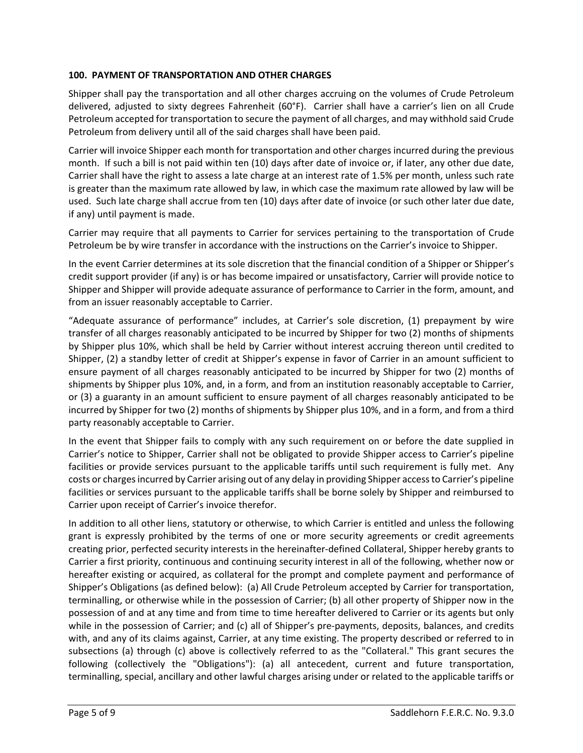**100. PAYMENT OF TRANSPORTATION AND OTHER CHARGES**

Shipper shall pay the transportation and all other charges accruing on the volumes of Crude Petroleum delivered, adjusted to sixty degrees Fahrenheit (60°F). Carrier shall have a carrier's lien on all Crude Petroleum accepted for transportation to secure the payment of all charges, and may withhold said Crude Petroleum from delivery until all of the said charges shall have been paid.

Carrier will invoice Shipper each month for transportation and other charges incurred during the previous month. If such a bill is not paid within ten (10) days after date of invoice or, if later, any other due date, Carrier shall have the right to assess a late charge at an interest rate of 1.5% per month, unless such rate is greater than the maximum rate allowed by law, in which case the maximum rate allowed by law will be used. Such late charge shall accrue from ten (10) days after date of invoice (or such other later due date, if any) until payment is made.

Carrier may require that all payments to Carrier for services pertaining to the transportation of Crude Petroleum be by wire transfer in accordance with the instructions on the Carrier's invoice to Shipper.

In the event Carrier determines at its sole discretion that the financial condition of a Shipper or Shipper's credit support provider (if any) is or has become impaired or unsatisfactory, Carrier will provide notice to Shipper and Shipper will provide adequate assurance of performance to Carrier in the form, amount, and from an issuer reasonably acceptable to Carrier.

"Adequate assurance of performance" includes, at Carrier's sole discretion, (1) prepayment by wire transfer of all charges reasonably anticipated to be incurred by Shipper for two (2) months of shipments by Shipper plus 10%, which shall be held by Carrier without interest accruing thereon until credited to Shipper, (2) a standby letter of credit at Shipper's expense in favor of Carrier in an amount sufficient to ensure payment of all charges reasonably anticipated to be incurred by Shipper for two (2) months of shipments by Shipper plus 10%, and, in a form, and from an institution reasonably acceptable to Carrier, or (3) a guaranty in an amount sufficient to ensure payment of all charges reasonably anticipated to be incurred by Shipper for two (2) months of shipments by Shipper plus 10%, and in a form, and from a third party reasonably acceptable to Carrier.

In the event that Shipper fails to comply with any such requirement on or before the date supplied in Carrier's notice to Shipper, Carrier shall not be obligated to provide Shipper access to Carrier's pipeline facilities or provide services pursuant to the applicable tariffs until such requirement is fully met. Any costs or charges incurred by Carrier arising out of any delay in providing Shipper access to Carrier's pipeline facilities or services pursuant to the applicable tariffs shall be borne solely by Shipper and reimbursed to Carrier upon receipt of Carrier's invoice therefor.

In addition to all other liens, statutory or otherwise, to which Carrier is entitled and unless the following grant is expressly prohibited by the terms of one or more security agreements or credit agreements creating prior, perfected security interests in the hereinafter-defined Collateral, Shipper hereby grants to Carrier a first priority, continuous and continuing security interest in all of the following, whether now or hereafter existing or acquired, as collateral for the prompt and complete payment and performance of Shipper's Obligations (as defined below): (a) All Crude Petroleum accepted by Carrier for transportation, terminalling, or otherwise while in the possession of Carrier; (b) all other property of Shipper now in the possession of and at any time and from time to time hereafter delivered to Carrier or its agents but only while in the possession of Carrier; and (c) all of Shipper's pre-payments, deposits, balances, and credits with, and any of its claims against, Carrier, at any time existing. The property described or referred to in subsections (a) through (c) above is collectively referred to as the "Collateral." This grant secures the following (collectively the "Obligations"): (a) all antecedent, current and future transportation, terminalling, special, ancillary and other lawful charges arising under or related to the applicable tariffs or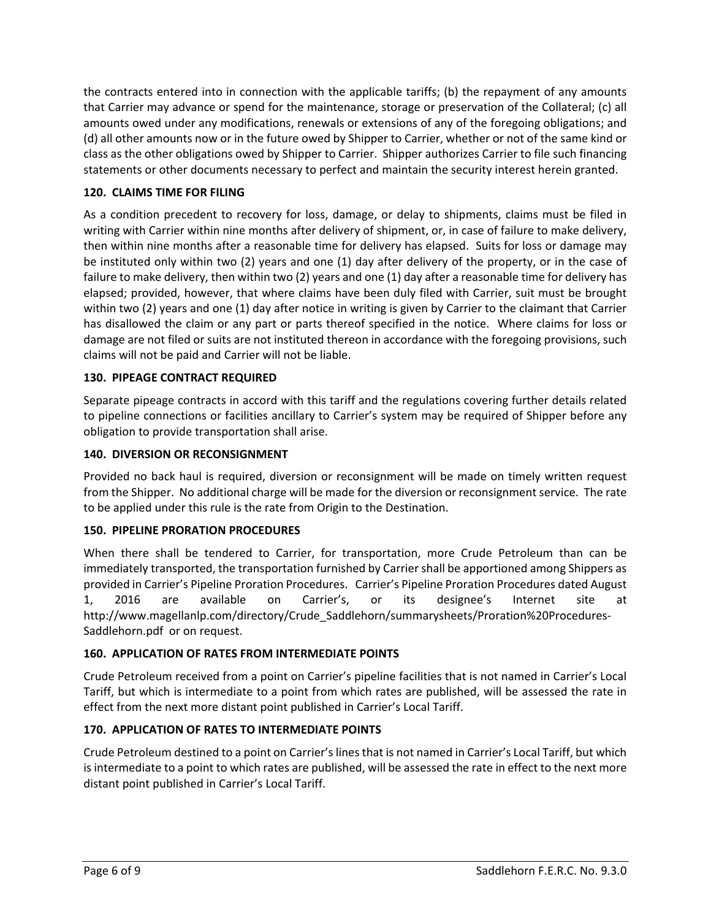the contracts entered into in connection with the applicable tariffs; (b) the repayment of any amounts that Carrier may advance or spend for the maintenance, storage or preservation of the Collateral; (c) all amounts owed under any modifications, renewals or extensions of any of the foregoing obligations; and (d) all other amounts now or in the future owed by Shipper to Carrier, whether or not of the same kind or class as the other obligations owed by Shipper to Carrier. Shipper authorizes Carrier to file such financing statements or other documents necessary to perfect and maintain the security interest herein granted.

**120. CLAIMS TIME FOR FILING**

As a condition precedent to recovery for loss, damage, or delay to shipments, claims must be filed in writing with Carrier within nine months after delivery of shipment, or, in case of failure to make delivery, then within nine months after a reasonable time for delivery has elapsed. Suits for loss or damage may be instituted only within two (2) years and one (1) day after delivery of the property, or in the case of failure to make delivery, then within two (2) years and one (1) day after a reasonable time for delivery has elapsed; provided, however, that where claims have been duly filed with Carrier, suit must be brought within two (2) years and one (1) day after notice in writing is given by Carrier to the claimant that Carrier has disallowed the claim or any part or parts thereof specified in the notice. Where claims for loss or damage are not filed or suits are not instituted thereon in accordance with the foregoing provisions, such claims will not be paid and Carrier will not be liable.

**130. PIPEAGE CONTRACT REQUIRED**

Separate pipeage contracts in accord with this tariff and the regulations covering further details related to pipeline connections or facilities ancillary to Carrier's system may be required of Shipper before any obligation to provide transportation shall arise.

**140. DIVERSION OR RECONSIGNMENT**

Provided no back haul is required, diversion or reconsignment will be made on timely written request from the Shipper. No additional charge will be made for the diversion or reconsignment service. The rate to be applied under this rule is the rate from Origin to the Destination.

**150. PIPELINE PRORATION PROCEDURES**

When there shall be tendered to Carrier, for transportation, more Crude Petroleum than can be immediately transported, the transportation furnished by Carrier shall be apportioned among Shippers as provided in Carrier's Pipeline Proration Procedures. Carrier's Pipeline Proration Procedures dated August 1, 2016 are available on Carrier's, or its designee's Internet site at http://www.magellanlp.com/directory/Crude_Saddlehorn/summarysheets/Proration%20Procedures-Saddlehorn.pdf or on request.

**160. APPLICATION OF RATES FROM INTERMEDIATE POINTS**

Crude Petroleum received from a point on Carrier's pipeline facilities that is not named in Carrier's Local Tariff, but which is intermediate to a point from which rates are published, will be assessed the rate in effect from the next more distant point published in Carrier's Local Tariff.

**170. APPLICATION OF RATES TO INTERMEDIATE POINTS**

Crude Petroleum destined to a point on Carrier's lines that is not named in Carrier's Local Tariff, but which is intermediate to a point to which rates are published, will be assessed the rate in effect to the next more distant point published in Carrier's Local Tariff.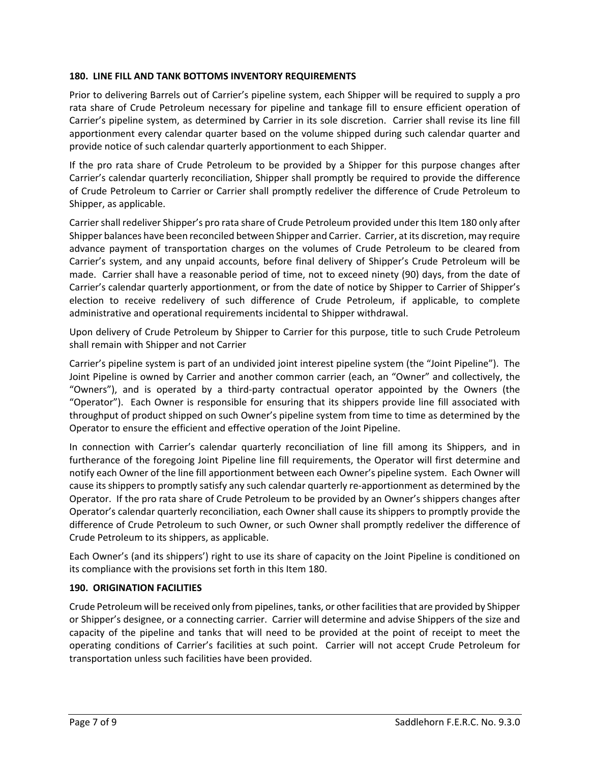**180. LINE FILL AND TANK BOTTOMS INVENTORY REQUIREMENTS**

Prior to delivering Barrels out of Carrier's pipeline system, each Shipper will be required to supply a pro rata share of Crude Petroleum necessary for pipeline and tankage fill to ensure efficient operation of Carrier's pipeline system, as determined by Carrier in its sole discretion. Carrier shall revise its line fill apportionment every calendar quarter based on the volume shipped during such calendar quarter and provide notice of such calendar quarterly apportionment to each Shipper.

If the pro rata share of Crude Petroleum to be provided by a Shipper for this purpose changes after Carrier's calendar quarterly reconciliation, Shipper shall promptly be required to provide the difference of Crude Petroleum to Carrier or Carrier shall promptly redeliver the difference of Crude Petroleum to Shipper, as applicable.

Carrier shall redeliver Shipper's pro rata share of Crude Petroleum provided under this Item 180 only after Shipper balances have been reconciled between Shipper and Carrier. Carrier, at its discretion, may require advance payment of transportation charges on the volumes of Crude Petroleum to be cleared from Carrier's system, and any unpaid accounts, before final delivery of Shipper's Crude Petroleum will be made. Carrier shall have a reasonable period of time, not to exceed ninety (90) days, from the date of Carrier's calendar quarterly apportionment, or from the date of notice by Shipper to Carrier of Shipper's election to receive redelivery of such difference of Crude Petroleum, if applicable, to complete administrative and operational requirements incidental to Shipper withdrawal.

Upon delivery of Crude Petroleum by Shipper to Carrier for this purpose, title to such Crude Petroleum shall remain with Shipper and not Carrier

Carrier's pipeline system is part of an undivided joint interest pipeline system (the "Joint Pipeline"). The Joint Pipeline is owned by Carrier and another common carrier (each, an "Owner" and collectively, the "Owners"), and is operated by a third-party contractual operator appointed by the Owners (the "Operator"). Each Owner is responsible for ensuring that its shippers provide line fill associated with throughput of product shipped on such Owner's pipeline system from time to time as determined by the Operator to ensure the efficient and effective operation of the Joint Pipeline.

In connection with Carrier's calendar quarterly reconciliation of line fill among its Shippers, and in furtherance of the foregoing Joint Pipeline line fill requirements, the Operator will first determine and notify each Owner of the line fill apportionment between each Owner's pipeline system. Each Owner will cause its shippers to promptly satisfy any such calendar quarterly re-apportionment as determined by the Operator. If the pro rata share of Crude Petroleum to be provided by an Owner's shippers changes after Operator's calendar quarterly reconciliation, each Owner shall cause its shippers to promptly provide the difference of Crude Petroleum to such Owner, or such Owner shall promptly redeliver the difference of Crude Petroleum to its shippers, as applicable.

Each Owner's (and its shippers') right to use its share of capacity on the Joint Pipeline is conditioned on its compliance with the provisions set forth in this Item 180.

**190. ORIGINATION FACILITIES**

Crude Petroleum will be received only from pipelines, tanks, or other facilities that are provided by Shipper or Shipper's designee, or a connecting carrier. Carrier will determine and advise Shippers of the size and capacity of the pipeline and tanks that will need to be provided at the point of receipt to meet the operating conditions of Carrier's facilities at such point. Carrier will not accept Crude Petroleum for transportation unless such facilities have been provided.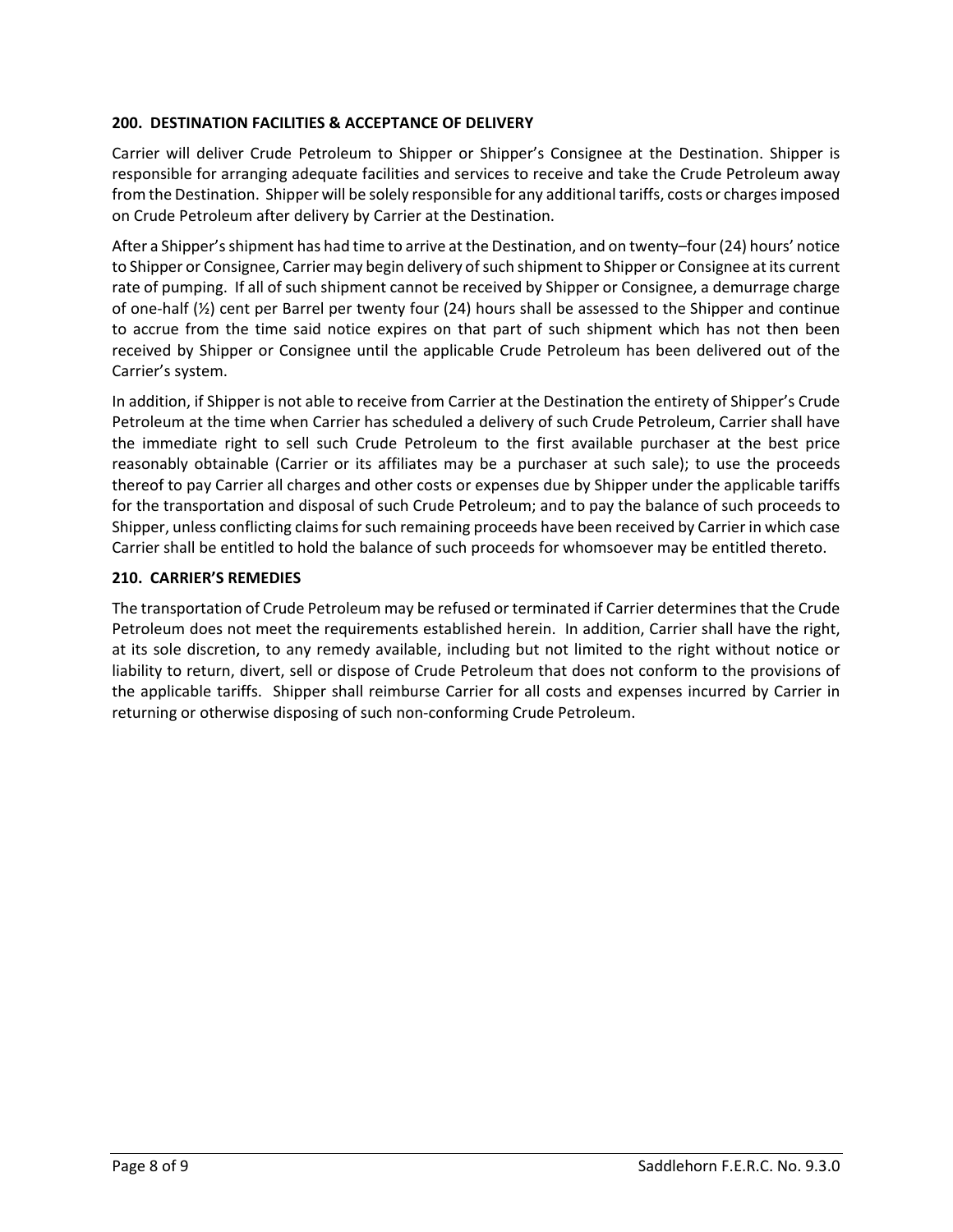**200. DESTINATION FACILITIES & ACCEPTANCE OF DELIVERY**

Carrier will deliver Crude Petroleum to Shipper or Shipper's Consignee at the Destination. Shipper is responsible for arranging adequate facilities and services to receive and take the Crude Petroleum away from the Destination. Shipper will be solely responsible for any additional tariffs, costs or charges imposed on Crude Petroleum after delivery by Carrier at the Destination.

After a Shipper's shipment has had time to arrive at the Destination, and on twenty–four (24) hours' notice to Shipper or Consignee, Carrier may begin delivery of such shipment to Shipper or Consignee at its current rate of pumping. If all of such shipment cannot be received by Shipper or Consignee, a demurrage charge of one-half (½) cent per Barrel per twenty four (24) hours shall be assessed to the Shipper and continue to accrue from the time said notice expires on that part of such shipment which has not then been received by Shipper or Consignee until the applicable Crude Petroleum has been delivered out of the Carrier's system.

In addition, if Shipper is not able to receive from Carrier at the Destination the entirety of Shipper's Crude Petroleum at the time when Carrier has scheduled a delivery of such Crude Petroleum, Carrier shall have the immediate right to sell such Crude Petroleum to the first available purchaser at the best price reasonably obtainable (Carrier or its affiliates may be a purchaser at such sale); to use the proceeds thereof to pay Carrier all charges and other costs or expenses due by Shipper under the applicable tariffs for the transportation and disposal of such Crude Petroleum; and to pay the balance of such proceeds to Shipper, unless conflicting claims for such remaining proceeds have been received by Carrier in which case Carrier shall be entitled to hold the balance of such proceeds for whomsoever may be entitled thereto.

**210. CARRIER'S REMEDIES**

The transportation of Crude Petroleum may be refused or terminated if Carrier determines that the Crude Petroleum does not meet the requirements established herein. In addition, Carrier shall have the right, at its sole discretion, to any remedy available, including but not limited to the right without notice or liability to return, divert, sell or dispose of Crude Petroleum that does not conform to the provisions of the applicable tariffs. Shipper shall reimburse Carrier for all costs and expenses incurred by Carrier in returning or otherwise disposing of such non-conforming Crude Petroleum.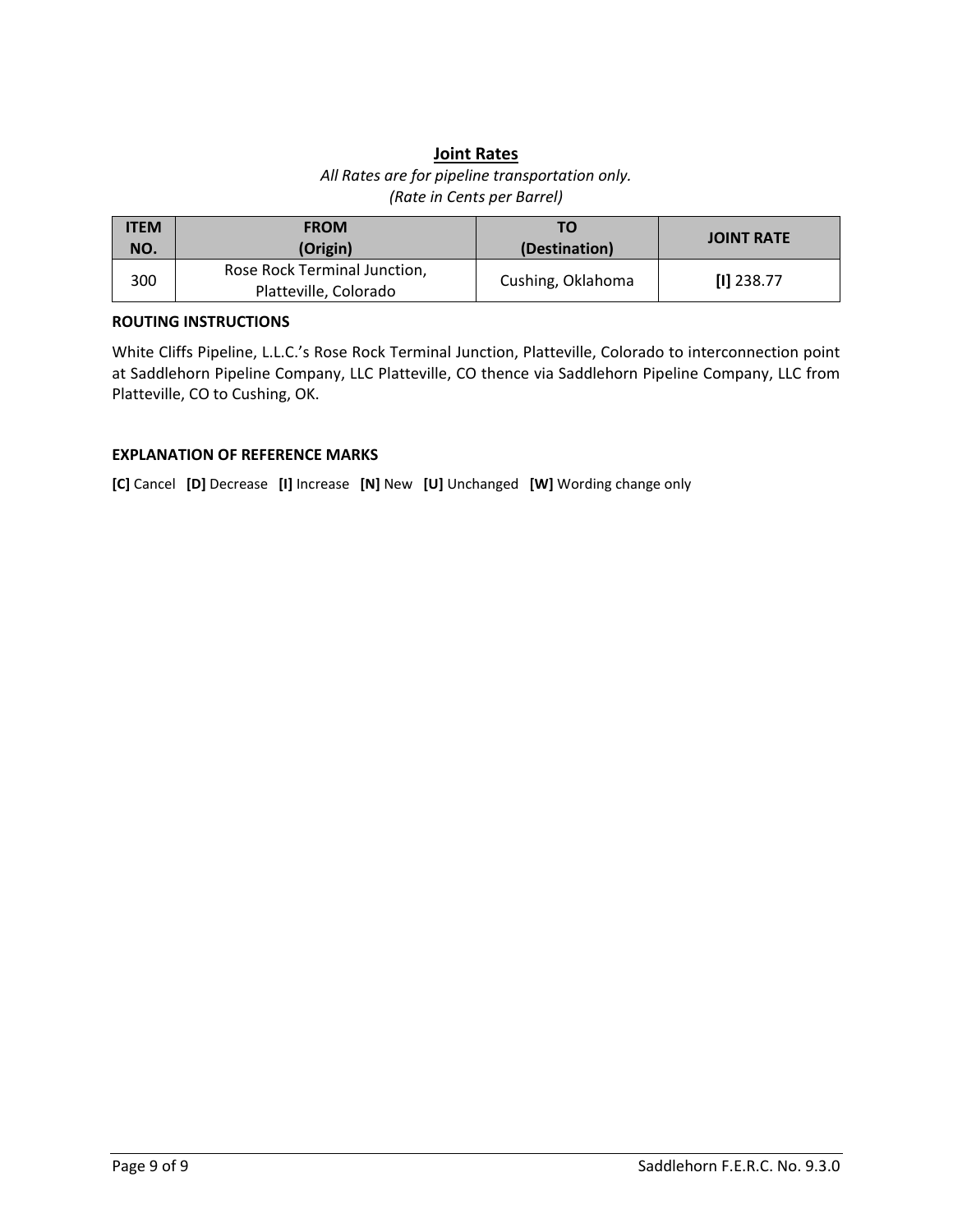## Joint Rates

*All Rates are for pipeline transportation only.*
*(Rate in Cents per Barrel)*

| ITEM NO. | FROM (Origin) | TO (Destination) | JOINT RATE |
|---|---|---|---|
| 300 | Rose Rock Terminal Junction, Platteville, Colorado | Cushing, Oklahoma | **[I]** 238.77 |

**ROUTING INSTRUCTIONS**

White Cliffs Pipeline, L.L.C.'s Rose Rock Terminal Junction, Platteville, Colorado to interconnection point at Saddlehorn Pipeline Company, LLC Platteville, CO thence via Saddlehorn Pipeline Company, LLC from Platteville, CO to Cushing, OK.

**EXPLANATION OF REFERENCE MARKS**

**[C]** Cancel **[D]** Decrease **[I]** Increase **[N]** New **[U]** Unchanged **[W]** Wording change only